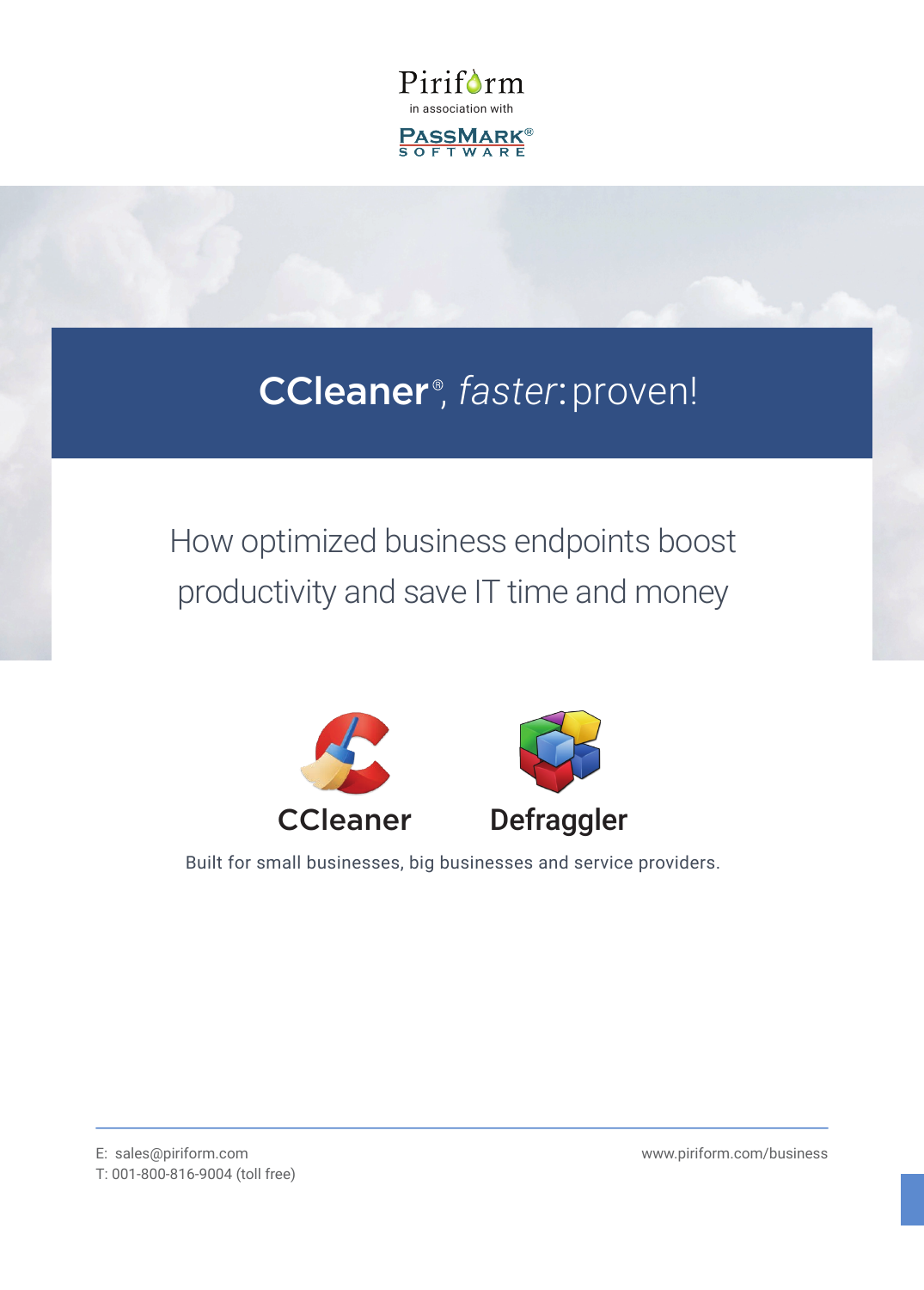Piriform

in association with

PASSMARK®
SOFTWARE

# CCleaner®, *faster:* proven!

## How optimized business endpoints boost productivity and save IT time and money

**CCleaner** **Defraggler**

Built for small businesses, big businesses and service providers.

E: sales@piriform.com
T: 001-800-816-9004 (toll free)

www.piriform.com/business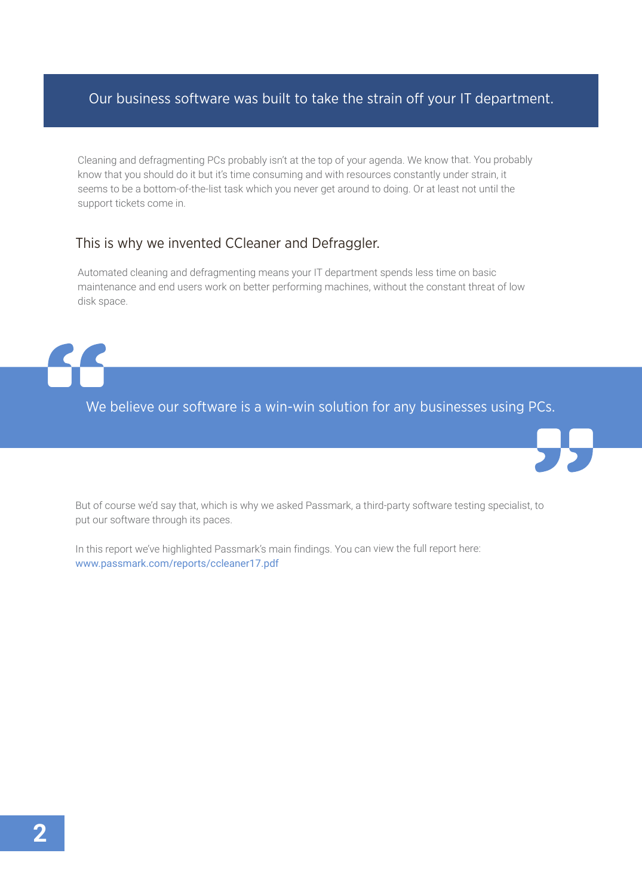## Our business software was built to take the strain off your IT department.

Cleaning and defragmenting PCs probably isn't at the top of your agenda. We know that. You probably know that you should do it but it's time consuming and with resources constantly under strain, it seems to be a bottom-of-the-list task which you never get around to doing. Or at least not until the support tickets come in.

### This is why we invented CCleaner and Defraggler.

Automated cleaning and defragmenting means your IT department spends less time on basic maintenance and end users work on better performing machines, without the constant threat of low disk space.

> We believe our software is a win-win solution for any businesses using PCs.

But of course we'd say that, which is why we asked Passmark, a third-party software testing specialist, to put our software through its paces.

In this report we've highlighted Passmark's main findings. You can view the full report here: www.passmark.com/reports/ccleaner17.pdf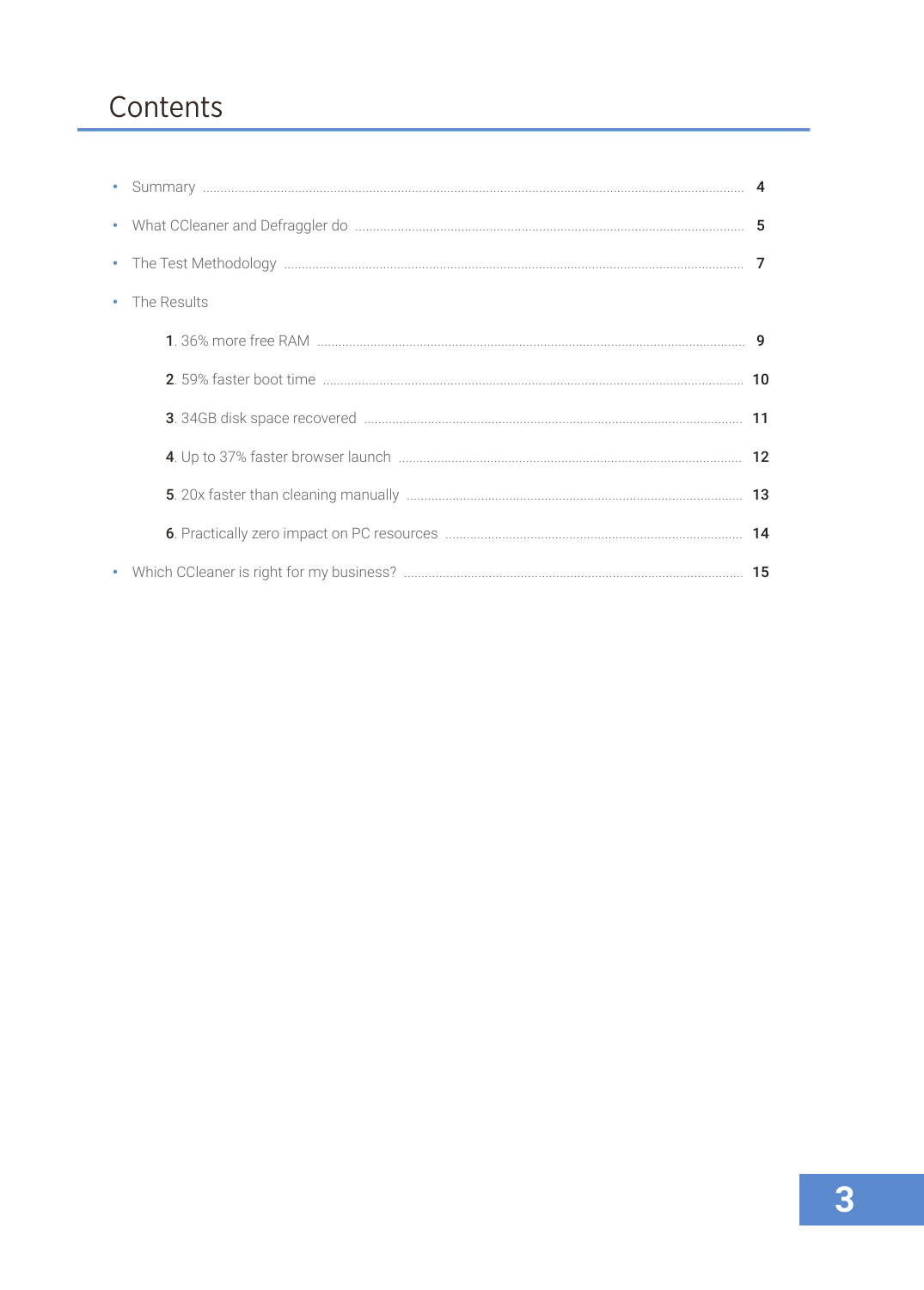# Contents

- Summary ..... 4
- What CCleaner and Defraggler do ..... 5
- The Test Methodology ..... 7
- The Results
  1. 36% more free RAM ..... 9
  2. 59% faster boot time ..... 10
  3. 34GB disk space recovered ..... 11
  4. Up to 37% faster browser launch ..... 12
  5. 20x faster than cleaning manually ..... 13
  6. Practically zero impact on PC resources ..... 14
- Which CCleaner is right for my business? ..... 15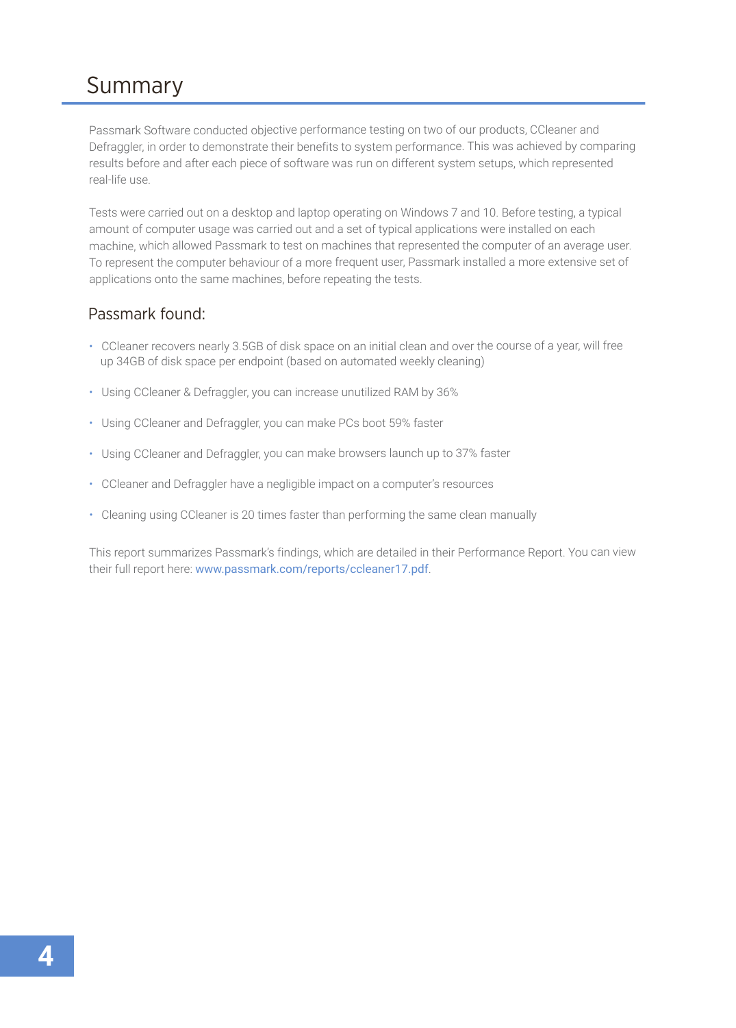# Summary

Passmark Software conducted objective performance testing on two of our products, CCleaner and Defraggler, in order to demonstrate their benefits to system performance. This was achieved by comparing results before and after each piece of software was run on different system setups, which represented real-life use.

Tests were carried out on a desktop and laptop operating on Windows 7 and 10. Before testing, a typical amount of computer usage was carried out and a set of typical applications were installed on each machine, which allowed Passmark to test on machines that represented the computer of an average user. To represent the computer behaviour of a more frequent user, Passmark installed a more extensive set of applications onto the same machines, before repeating the tests.

## Passmark found:

- CCleaner recovers nearly 3.5GB of disk space on an initial clean and over the course of a year, will free up 34GB of disk space per endpoint (based on automated weekly cleaning)
- Using CCleaner & Defraggler, you can increase unutilized RAM by 36%
- Using CCleaner and Defraggler, you can make PCs boot 59% faster
- Using CCleaner and Defraggler, you can make browsers launch up to 37% faster
- CCleaner and Defraggler have a negligible impact on a computer's resources
- Cleaning using CCleaner is 20 times faster than performing the same clean manually

This report summarizes Passmark's findings, which are detailed in their Performance Report. You can view their full report here: www.passmark.com/reports/ccleaner17.pdf.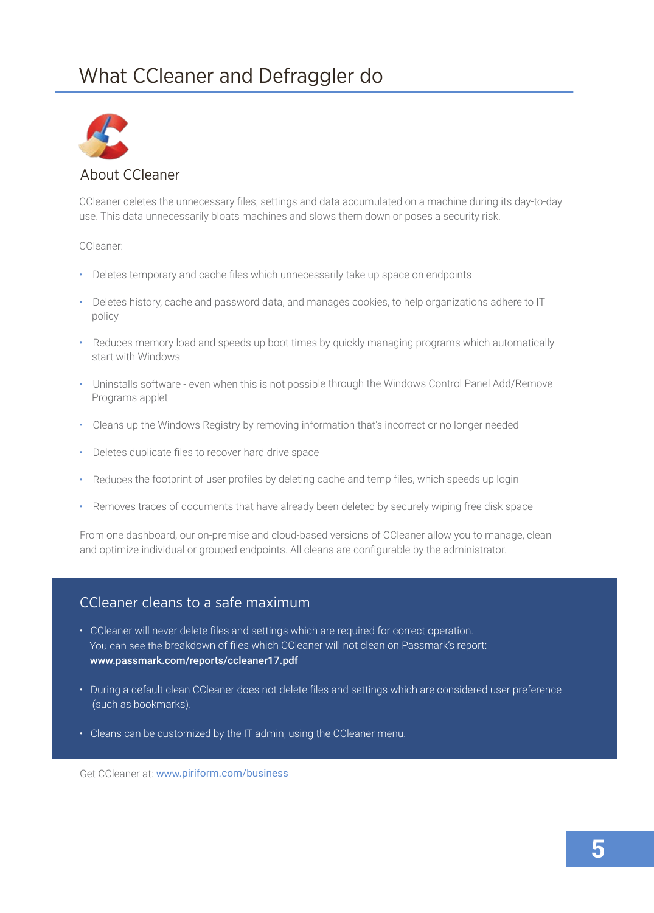# What CCleaner and Defraggler do

## About CCleaner

CCleaner deletes the unnecessary files, settings and data accumulated on a machine during its day-to-day use. This data unnecessarily bloats machines and slows them down or poses a security risk.

CCleaner:

- Deletes temporary and cache files which unnecessarily take up space on endpoints
- Deletes history, cache and password data, and manages cookies, to help organizations adhere to IT policy
- Reduces memory load and speeds up boot times by quickly managing programs which automatically start with Windows
- Uninstalls software - even when this is not possible through the Windows Control Panel Add/Remove Programs applet
- Cleans up the Windows Registry by removing information that's incorrect or no longer needed
- Deletes duplicate files to recover hard drive space
- Reduces the footprint of user profiles by deleting cache and temp files, which speeds up login
- Removes traces of documents that have already been deleted by securely wiping free disk space

From one dashboard, our on-premise and cloud-based versions of CCleaner allow you to manage, clean and optimize individual or grouped endpoints. All cleans are configurable by the administrator.

### CCleaner cleans to a safe maximum

- CCleaner will never delete files and settings which are required for correct operation. You can see the breakdown of files which CCleaner will not clean on Passmark's report: **www.passmark.com/reports/ccleaner17.pdf**
- During a default clean CCleaner does not delete files and settings which are considered user preference (such as bookmarks).
- Cleans can be customized by the IT admin, using the CCleaner menu.

Get CCleaner at: www.piriform.com/business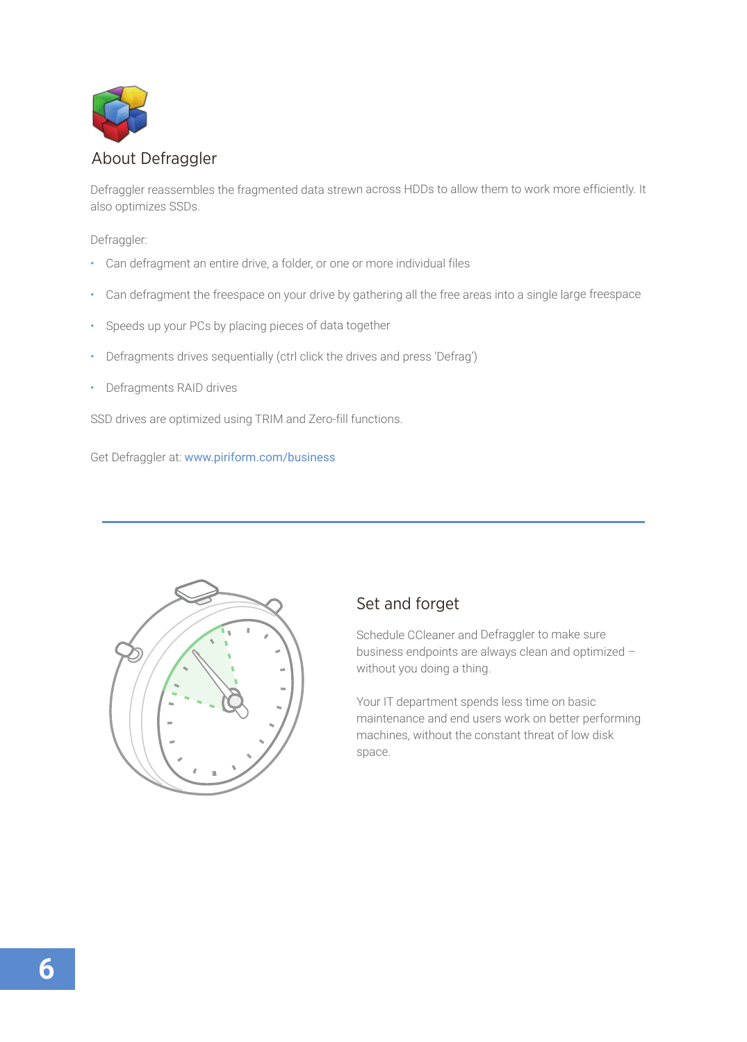## About Defraggler

Defraggler reassembles the fragmented data strewn across HDDs to allow them to work more efficiently. It also optimizes SSDs.

Defraggler:

- Can defragment an entire drive, a folder, or one or more individual files
- Can defragment the freespace on your drive by gathering all the free areas into a single large freespace
- Speeds up your PCs by placing pieces of data together
- Defragments drives sequentially (ctrl click the drives and press 'Defrag')
- Defragments RAID drives

SSD drives are optimized using TRIM and Zero-fill functions.

Get Defraggler at: www.piriform.com/business

---

## Set and forget

Schedule CCleaner and Defraggler to make sure business endpoints are always clean and optimized – without you doing a thing.

Your IT department spends less time on basic maintenance and end users work on better performing machines, without the constant threat of low disk space.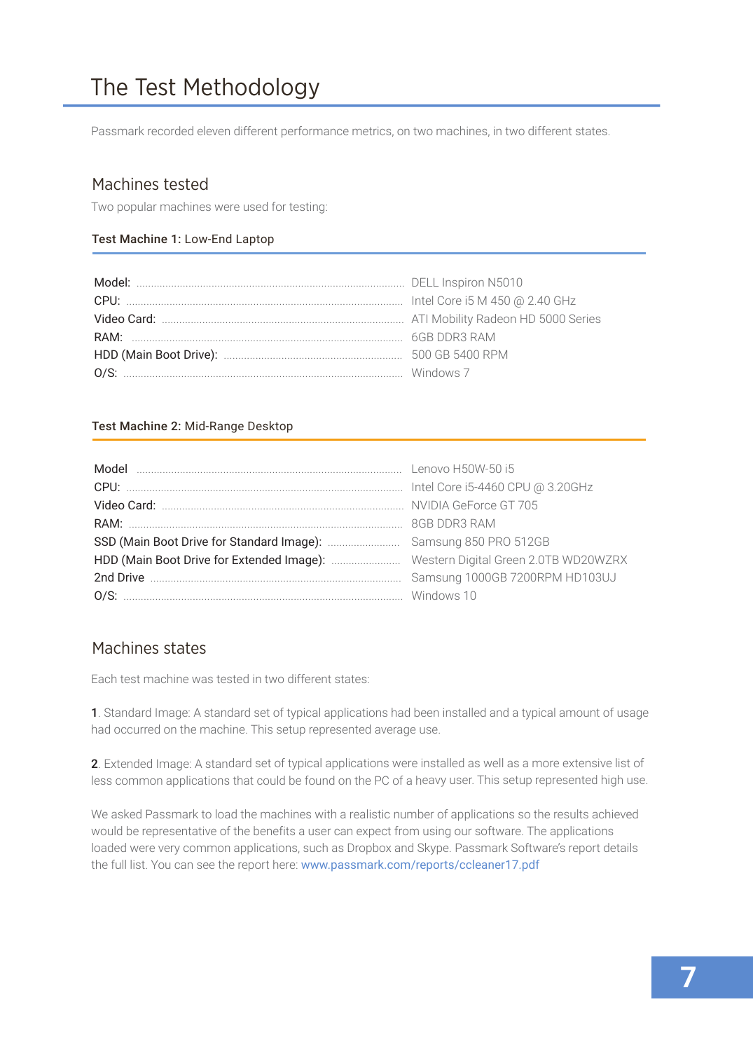# The Test Methodology

Passmark recorded eleven different performance metrics, on two machines, in two different states.

## Machines tested

Two popular machines were used for testing:

**Test Machine 1:** Low-End Laptop

| | |
|---|---|
| Model: | DELL Inspiron N5010 |
| CPU: | Intel Core i5 M 450 @ 2.40 GHz |
| Video Card: | ATI Mobility Radeon HD 5000 Series |
| RAM: | 6GB DDR3 RAM |
| HDD (Main Boot Drive): | 500 GB 5400 RPM |
| O/S: | Windows 7 |

**Test Machine 2:** Mid-Range Desktop

| | |
|---|---|
| Model | Lenovo H50W-50 i5 |
| CPU: | Intel Core i5-4460 CPU @ 3.20GHz |
| Video Card: | NVIDIA GeForce GT 705 |
| RAM: | 8GB DDR3 RAM |
| SSD (Main Boot Drive for Standard Image): | Samsung 850 PRO 512GB |
| HDD (Main Boot Drive for Extended Image): | Western Digital Green 2.0TB WD20WZRX |
| 2nd Drive | Samsung 1000GB 7200RPM HD103UJ |
| O/S: | Windows 10 |

## Machines states

Each test machine was tested in two different states:

**1**. Standard Image: A standard set of typical applications had been installed and a typical amount of usage had occurred on the machine. This setup represented average use.

**2**. Extended Image: A standard set of typical applications were installed as well as a more extensive list of less common applications that could be found on the PC of a heavy user. This setup represented high use.

We asked Passmark to load the machines with a realistic number of applications so the results achieved would be representative of the benefits a user can expect from using our software. The applications loaded were very common applications, such as Dropbox and Skype. Passmark Software's report details the full list. You can see the report here: www.passmark.com/reports/ccleaner17.pdf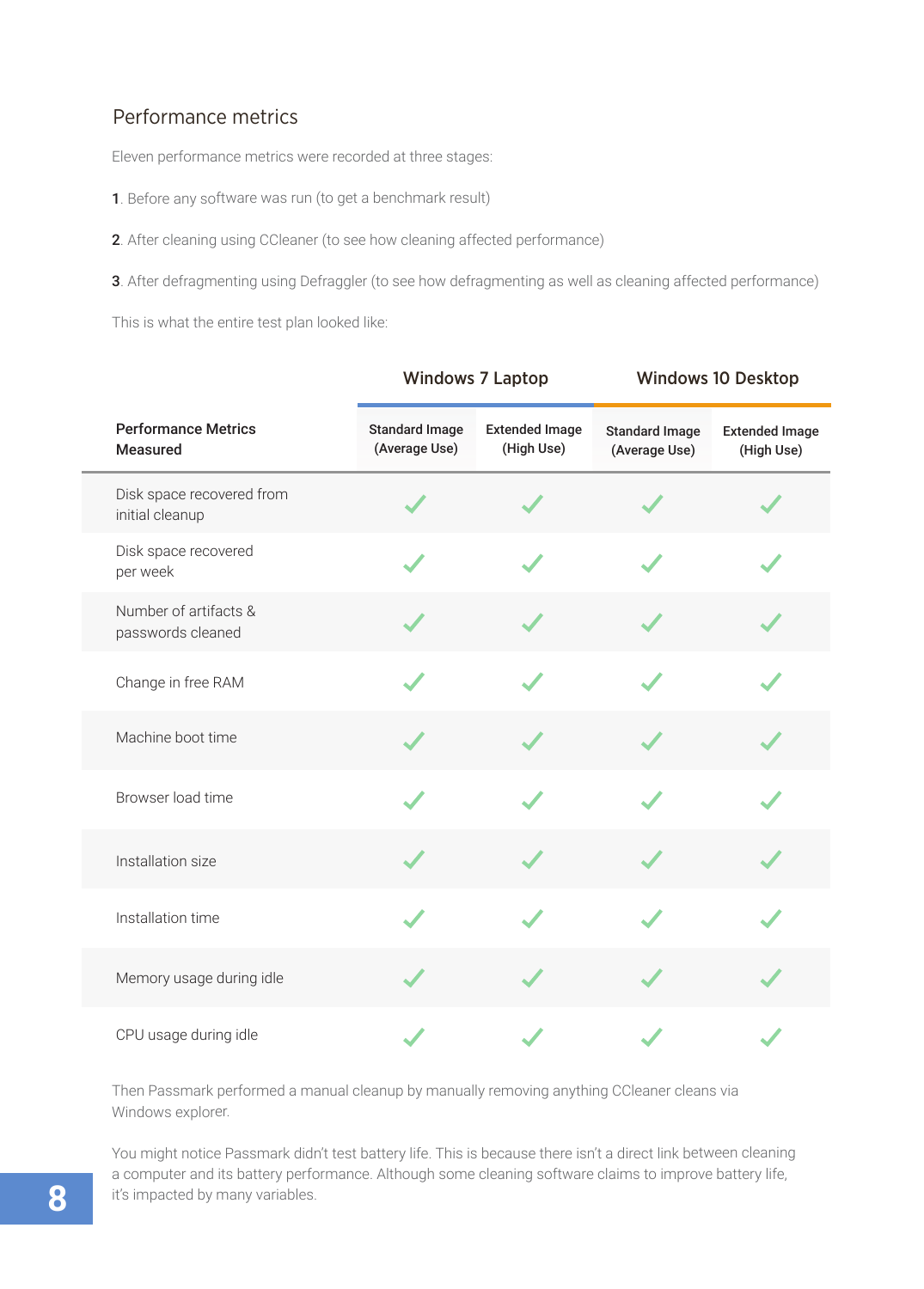## Performance metrics

Eleven performance metrics were recorded at three stages:

1. Before any software was run (to get a benchmark result)
2. After cleaning using CCleaner (to see how cleaning affected performance)
3. After defragmenting using Defraggler (to see how defragmenting as well as cleaning affected performance)

This is what the entire test plan looked like:

| | Windows 7 Laptop | | Windows 10 Desktop | |
|---|---|---|---|---|
| **Performance Metrics Measured** | **Standard Image (Average Use)** | **Extended Image (High Use)** | **Standard Image (Average Use)** | **Extended Image (High Use)** |
| Disk space recovered from initial cleanup | ✓ | ✓ | ✓ | ✓ |
| Disk space recovered per week | ✓ | ✓ | ✓ | ✓ |
| Number of artifacts & passwords cleaned | ✓ | ✓ | ✓ | ✓ |
| Change in free RAM | ✓ | ✓ | ✓ | ✓ |
| Machine boot time | ✓ | ✓ | ✓ | ✓ |
| Browser load time | ✓ | ✓ | ✓ | ✓ |
| Installation size | ✓ | ✓ | ✓ | ✓ |
| Installation time | ✓ | ✓ | ✓ | ✓ |
| Memory usage during idle | ✓ | ✓ | ✓ | ✓ |
| CPU usage during idle | ✓ | ✓ | ✓ | ✓ |

Then Passmark performed a manual cleanup by manually removing anything CCleaner cleans via Windows explorer.

You might notice Passmark didn't test battery life. This is because there isn't a direct link between cleaning a computer and its battery performance. Although some cleaning software claims to improve battery life, it's impacted by many variables.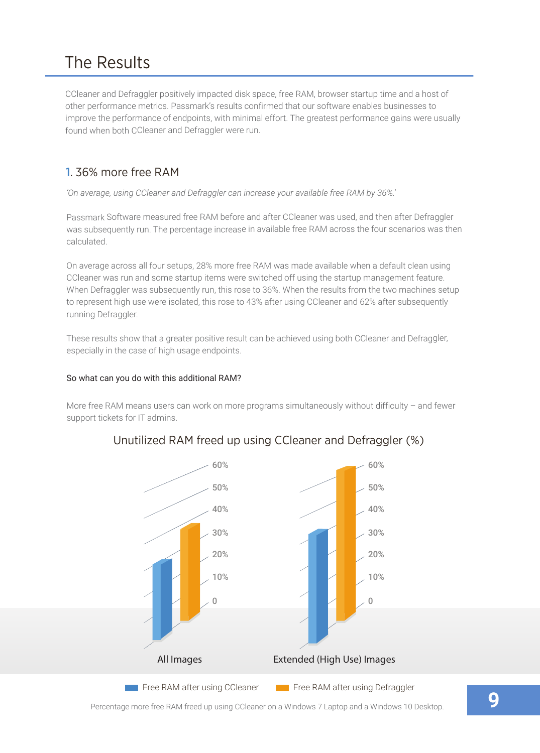# The Results

CCleaner and Defraggler positively impacted disk space, free RAM, browser startup time and a host of other performance metrics. Passmark's results confirmed that our software enables businesses to improve the performance of endpoints, with minimal effort. The greatest performance gains were usually found when both CCleaner and Defraggler were run.

## 1. 36% more free RAM

*'On average, using CCleaner and Defraggler can increase your available free RAM by 36%.'*

Passmark Software measured free RAM before and after CCleaner was used, and then after Defraggler was subsequently run. The percentage increase in available free RAM across the four scenarios was then calculated.

On average across all four setups, 28% more free RAM was made available when a default clean using CCleaner was run and some startup items were switched off using the startup management feature. When Defraggler was subsequently run, this rose to 36%. When the results from the two machines setup to represent high use were isolated, this rose to 43% after using CCleaner and 62% after subsequently running Defraggler.

These results show that a greater positive result can be achieved using both CCleaner and Defraggler, especially in the case of high usage endpoints.

So what can you do with this additional RAM?

More free RAM means users can work on more programs simultaneously without difficulty – and fewer support tickets for IT admins.

### Unutilized RAM freed up using CCleaner and Defraggler (%)

| | Free RAM after using CCleaner | Free RAM after using Defraggler |
|---|---|---|
| All Images | 28% | 36% |
| Extended (High Use) Images | 43% | 62% |

Percentage more free RAM freed up using CCleaner on a Windows 7 Laptop and a Windows 10 Desktop.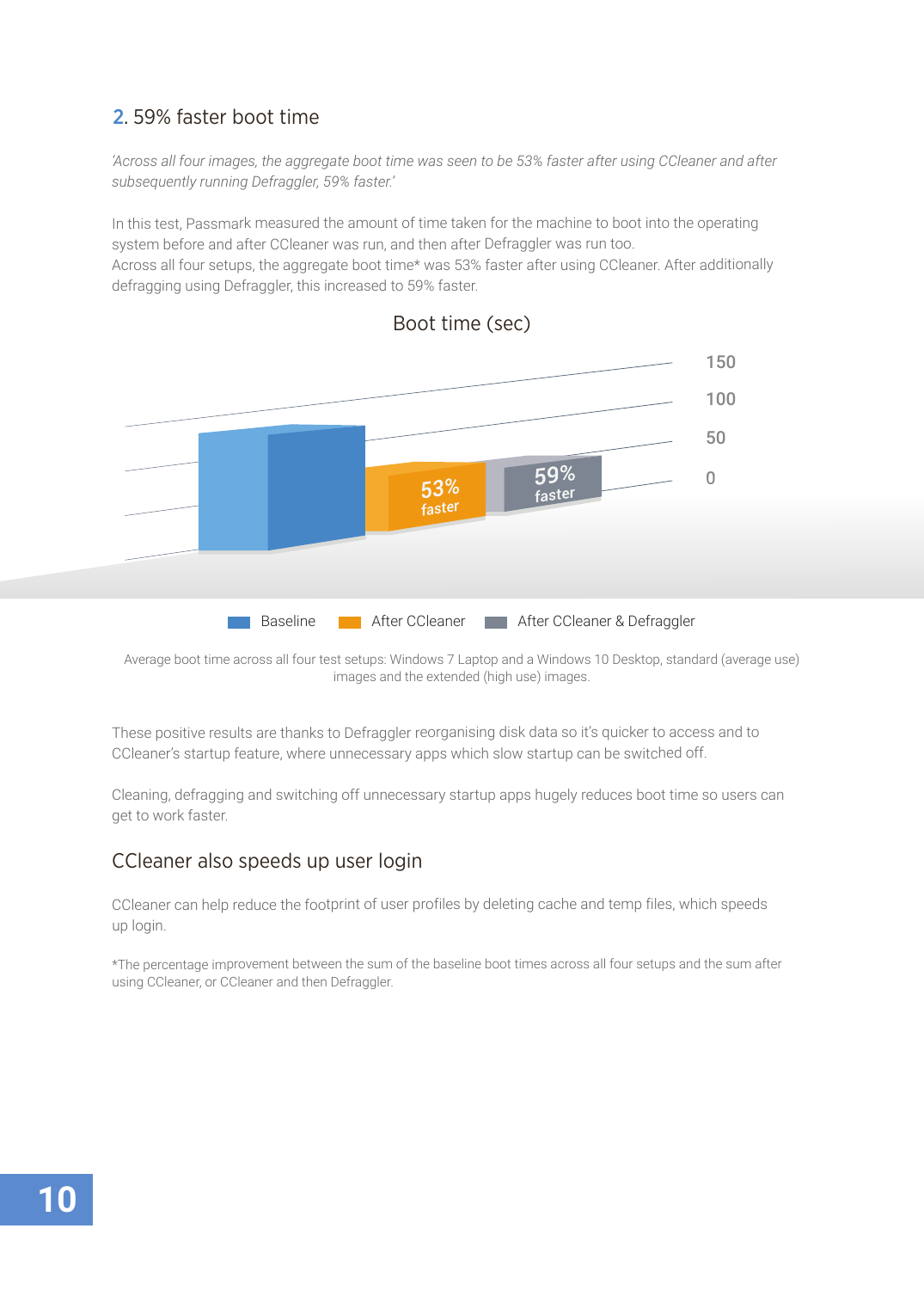## 2. 59% faster boot time

*'Across all four images, the aggregate boot time was seen to be 53% faster after using CCleaner and after subsequently running Defraggler, 59% faster.'*

In this test, Passmark measured the amount of time taken for the machine to boot into the operating system before and after CCleaner was run, and then after Defraggler was run too.
Across all four setups, the aggregate boot time* was 53% faster after using CCleaner. After additionally defragging using Defraggler, this increased to 59% faster.

Boot time (sec)

150
100
50
0

53% faster
59% faster

Baseline | After CCleaner | After CCleaner & Defraggler

Average boot time across all four test setups: Windows 7 Laptop and a Windows 10 Desktop, standard (average use) images and the extended (high use) images.

These positive results are thanks to Defraggler reorganising disk data so it's quicker to access and to CCleaner's startup feature, where unnecessary apps which slow startup can be switched off.

Cleaning, defragging and switching off unnecessary startup apps hugely reduces boot time so users can get to work faster.

### CCleaner also speeds up user login

CCleaner can help reduce the footprint of user profiles by deleting cache and temp files, which speeds up login.

*The percentage improvement between the sum of the baseline boot times across all four setups and the sum after using CCleaner, or CCleaner and then Defraggler.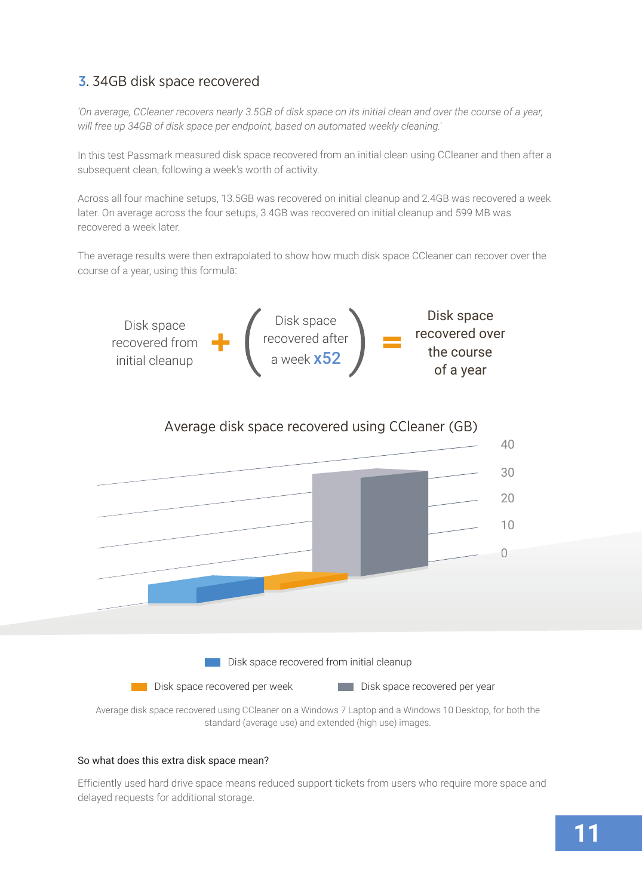## 3. 34GB disk space recovered

*'On average, CCleaner recovers nearly 3.5GB of disk space on its initial clean and over the course of a year, will free up 34GB of disk space per endpoint, based on automated weekly cleaning.'*

In this test Passmark measured disk space recovered from an initial clean using CCleaner and then after a subsequent clean, following a week's worth of activity.

Across all four machine setups, 13.5GB was recovered on initial cleanup and 2.4GB was recovered a week later. On average across the four setups, 3.4GB was recovered on initial cleanup and 599 MB was recovered a week later.

The average results were then extrapolated to show how much disk space CCleaner can recover over the course of a year, using this formula:

Disk space recovered from initial cleanup + ( Disk space recovered after a week **x52** ) = Disk space recovered over the course of a year

Average disk space recovered using CCleaner (GB)

Disk space recovered from initial cleanup

Disk space recovered per week

Disk space recovered per year

Average disk space recovered using CCleaner on a Windows 7 Laptop and a Windows 10 Desktop, for both the standard (average use) and extended (high use) images.

#### So what does this extra disk space mean?

Efficiently used hard drive space means reduced support tickets from users who require more space and delayed requests for additional storage.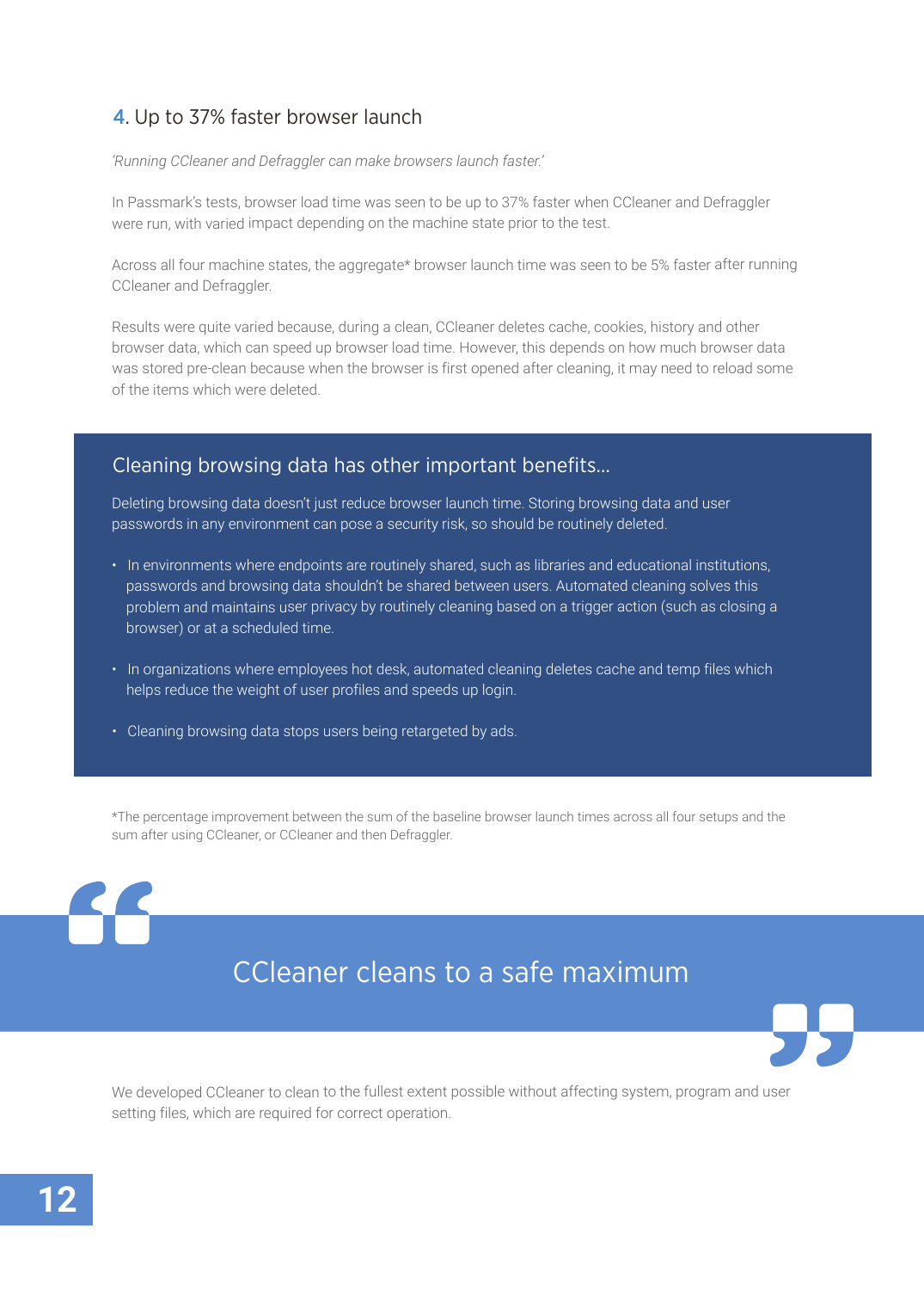## 4. Up to 37% faster browser launch

*'Running CCleaner and Defraggler can make browsers launch faster.'*

In Passmark's tests, browser load time was seen to be up to 37% faster when CCleaner and Defraggler were run, with varied impact depending on the machine state prior to the test.

Across all four machine states, the aggregate* browser launch time was seen to be 5% faster after running CCleaner and Defraggler.

Results were quite varied because, during a clean, CCleaner deletes cache, cookies, history and other browser data, which can speed up browser load time. However, this depends on how much browser data was stored pre-clean because when the browser is first opened after cleaning, it may need to reload some of the items which were deleted.

### Cleaning browsing data has other important benefits...

Deleting browsing data doesn't just reduce browser launch time. Storing browsing data and user passwords in any environment can pose a security risk, so should be routinely deleted.

- In environments where endpoints are routinely shared, such as libraries and educational institutions, passwords and browsing data shouldn't be shared between users. Automated cleaning solves this problem and maintains user privacy by routinely cleaning based on a trigger action (such as closing a browser) or at a scheduled time.
- In organizations where employees hot desk, automated cleaning deletes cache and temp files which helps reduce the weight of user profiles and speeds up login.
- Cleaning browsing data stops users being retargeted by ads.

*The percentage improvement between the sum of the baseline browser launch times across all four setups and the sum after using CCleaner, or CCleaner and then Defraggler.

> CCleaner cleans to a safe maximum

We developed CCleaner to clean to the fullest extent possible without affecting system, program and user setting files, which are required for correct operation.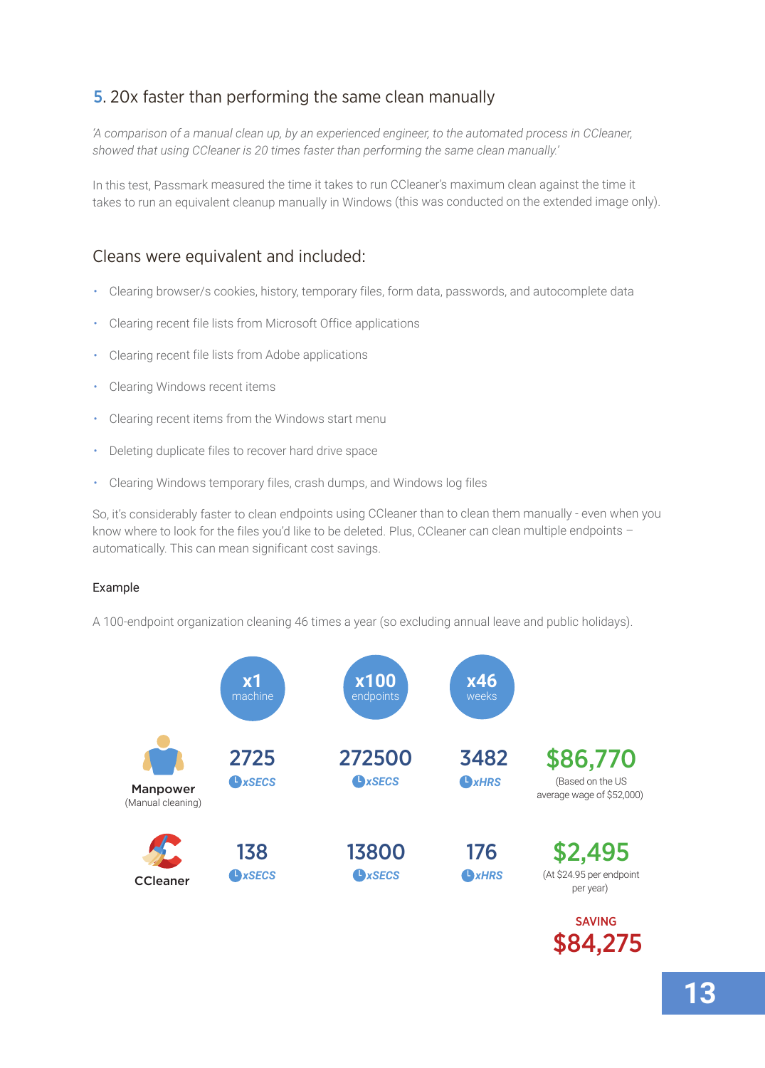## 5. 20x faster than performing the same clean manually

*'A comparison of a manual clean up, by an experienced engineer, to the automated process in CCleaner, showed that using CCleaner is 20 times faster than performing the same clean manually.'*

In this test, Passmark measured the time it takes to run CCleaner's maximum clean against the time it takes to run an equivalent cleanup manually in Windows (this was conducted on the extended image only).

### Cleans were equivalent and included:

- Clearing browser/s cookies, history, temporary files, form data, passwords, and autocomplete data
- Clearing recent file lists from Microsoft Office applications
- Clearing recent file lists from Adobe applications
- Clearing Windows recent items
- Clearing recent items from the Windows start menu
- Deleting duplicate files to recover hard drive space
- Clearing Windows temporary files, crash dumps, and Windows log files

So, it's considerably faster to clean endpoints using CCleaner than to clean them manually - even when you know where to look for the files you'd like to be deleted. Plus, CCleaner can clean multiple endpoints – automatically. This can mean significant cost savings.

#### Example

A 100-endpoint organization cleaning 46 times a year (so excluding annual leave and public holidays).

| | x1 machine | x100 endpoints | x46 weeks | |
|---|---|---|---|---|
| Manpower (Manual cleaning) | 2725 xSECS | 272500 xSECS | 3482 xHRS | $86,770 (Based on the US average wage of $52,000) |
| CCleaner | 138 xSECS | 13800 xSECS | 176 xHRS | $2,495 (At $24.95 per endpoint per year) |

SAVING **$84,275**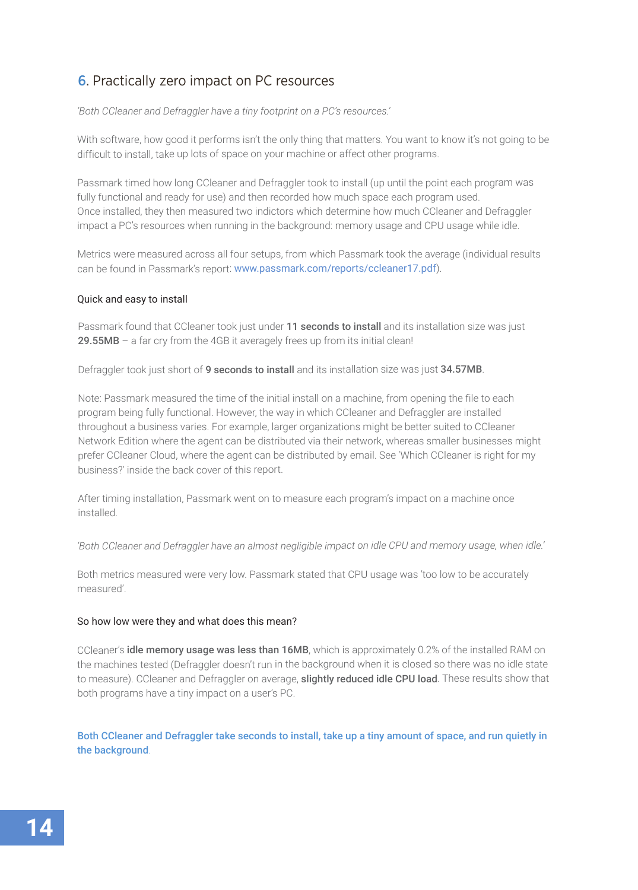## 6. Practically zero impact on PC resources

*'Both CCleaner and Defraggler have a tiny footprint on a PC's resources.'*

With software, how good it performs isn't the only thing that matters. You want to know it's not going to be difficult to install, take up lots of space on your machine or affect other programs.

Passmark timed how long CCleaner and Defraggler took to install (up until the point each program was fully functional and ready for use) and then recorded how much space each program used.
Once installed, they then measured two indictors which determine how much CCleaner and Defraggler impact a PC's resources when running in the background: memory usage and CPU usage while idle.

Metrics were measured across all four setups, from which Passmark took the average (individual results can be found in Passmark's report: www.passmark.com/reports/ccleaner17.pdf).

### Quick and easy to install

Passmark found that CCleaner took just under **11 seconds to install** and its installation size was just **29.55MB** – a far cry from the 4GB it averagely frees up from its initial clean!

Defraggler took just short of **9 seconds to install** and its installation size was just **34.57MB**.

Note: Passmark measured the time of the initial install on a machine, from opening the file to each program being fully functional. However, the way in which CCleaner and Defraggler are installed throughout a business varies. For example, larger organizations might be better suited to CCleaner Network Edition where the agent can be distributed via their network, whereas smaller businesses might prefer CCleaner Cloud, where the agent can be distributed by email. See 'Which CCleaner is right for my business?' inside the back cover of this report.

After timing installation, Passmark went on to measure each program's impact on a machine once installed.

*'Both CCleaner and Defraggler have an almost negligible impact on idle CPU and memory usage, when idle.'*

Both metrics measured were very low. Passmark stated that CPU usage was 'too low to be accurately measured'.

### So how low were they and what does this mean?

CCleaner's **idle memory usage was less than 16MB**, which is approximately 0.2% of the installed RAM on the machines tested (Defraggler doesn't run in the background when it is closed so there was no idle state to measure). CCleaner and Defraggler on average, **slightly reduced idle CPU load**. These results show that both programs have a tiny impact on a user's PC.

**Both CCleaner and Defraggler take seconds to install, take up a tiny amount of space, and run quietly in the background**.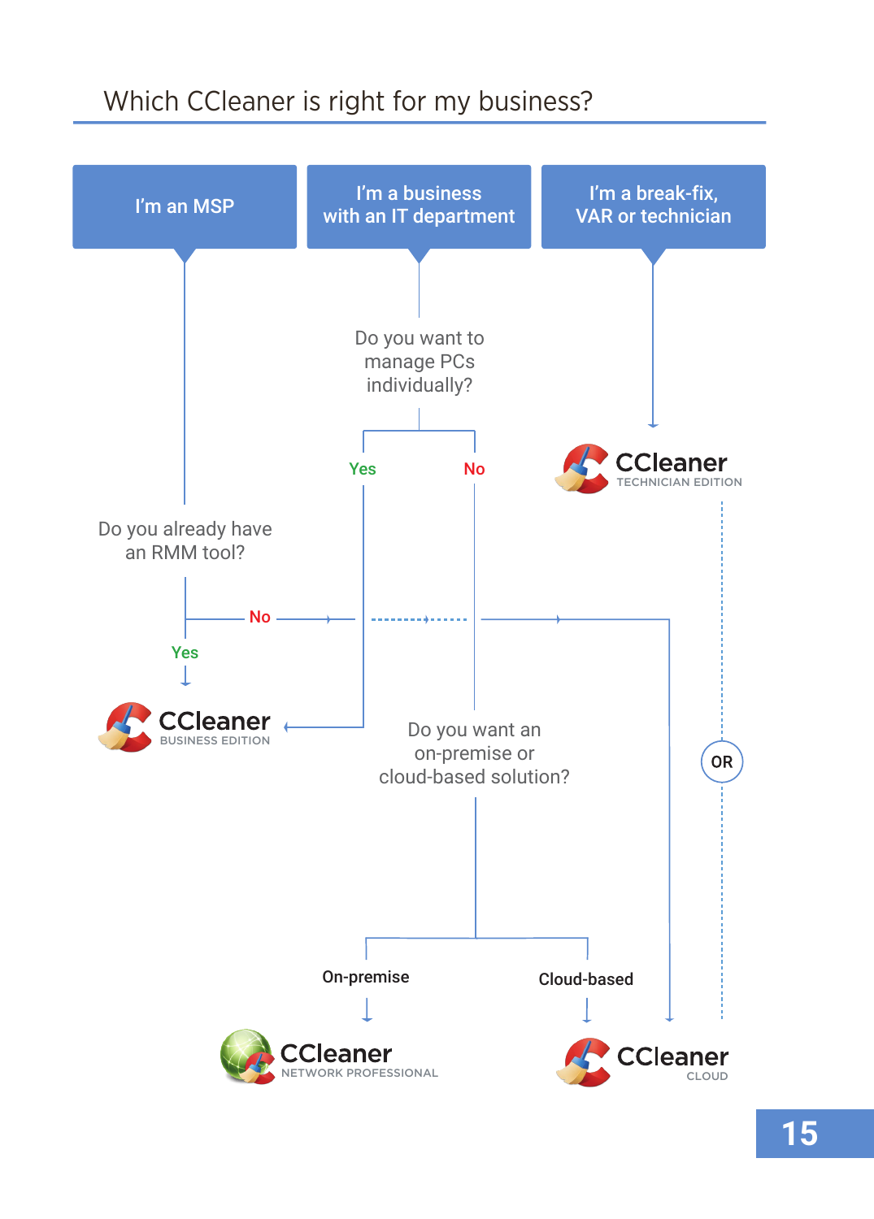# Which CCleaner is right for my business?

I'm an MSP

I'm a business with an IT department

I'm a break-fix, VAR or technician

Do you want to manage PCs individually?

Yes

No

CCleaner TECHNICIAN EDITION

Do you already have an RMM tool?

No

Yes

CCleaner BUSINESS EDITION

Do you want an on-premise or cloud-based solution?

OR

On-premise

Cloud-based

CCleaner NETWORK PROFESSIONAL

CCleaner CLOUD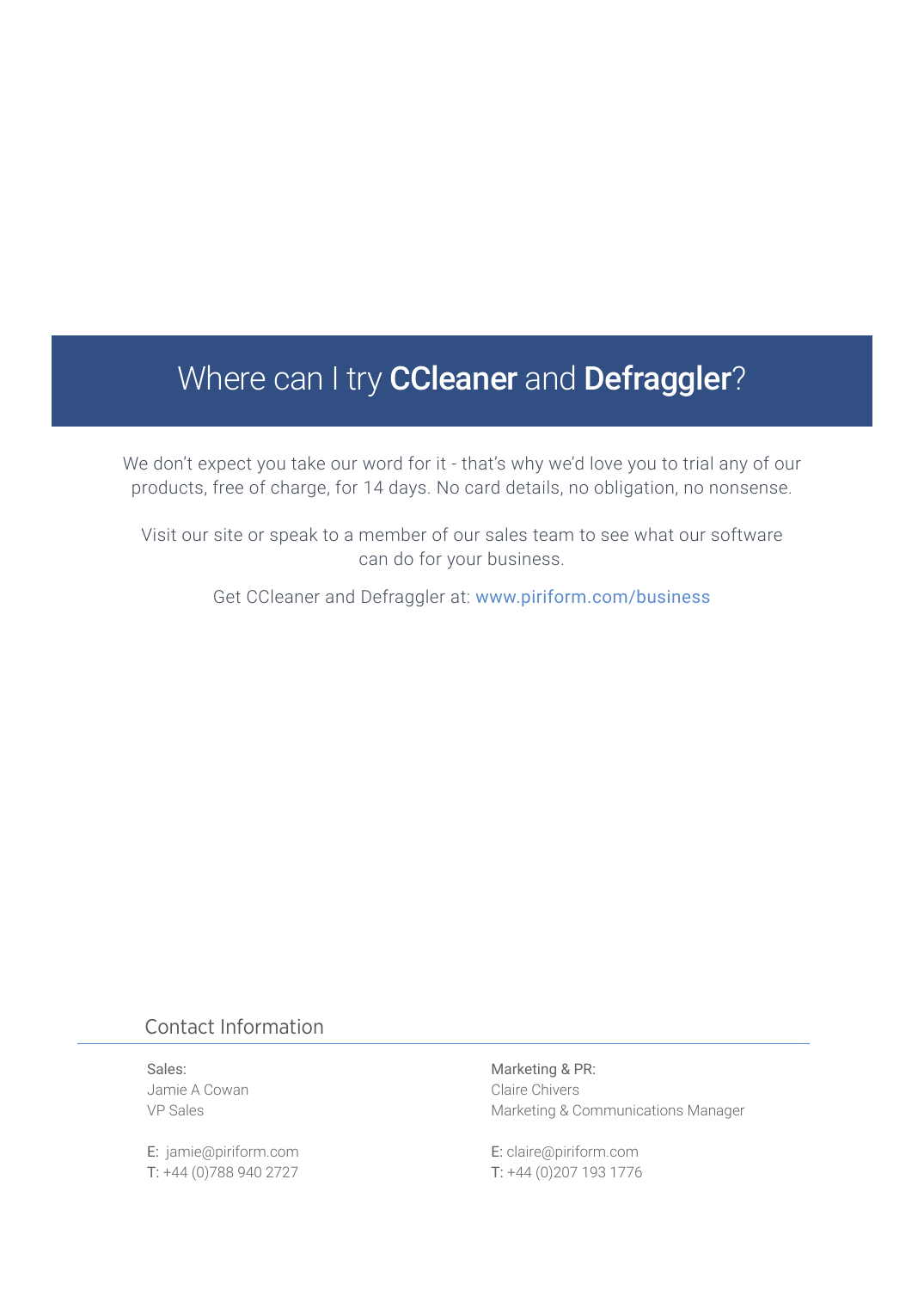# Where can I try **CCleaner** and **Defraggler**?

We don't expect you take our word for it - that's why we'd love you to trial any of our products, free of charge, for 14 days. No card details, no obligation, no nonsense.

Visit our site or speak to a member of our sales team to see what our software can do for your business.

Get CCleaner and Defraggler at: www.piriform.com/business

## Contact Information

Sales:
Jamie A Cowan
VP Sales

E: jamie@piriform.com
T: +44 (0)788 940 2727

Marketing & PR:
Claire Chivers
Marketing & Communications Manager

E: claire@piriform.com
T: +44 (0)207 193 1776